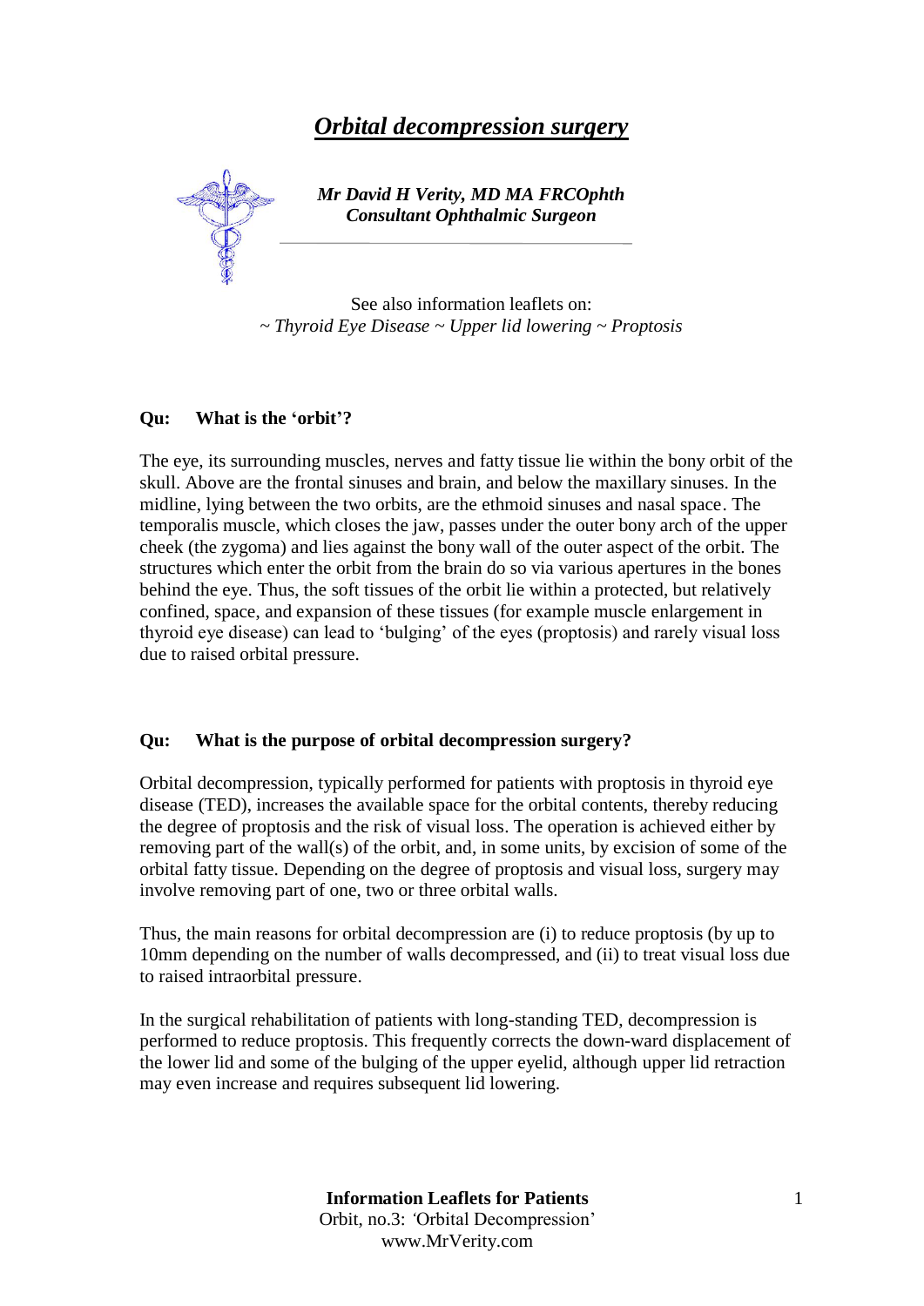# *Orbital decompression surgery*

***Mr David H Verity, MD MA FRCOphth***
***Consultant Ophthalmic Surgeon***

See also information leaflets on:
*~ Thyroid Eye Disease ~ Upper lid lowering ~ Proptosis*

**Qu: What is the 'orbit'?**

The eye, its surrounding muscles, nerves and fatty tissue lie within the bony orbit of the skull. Above are the frontal sinuses and brain, and below the maxillary sinuses. In the midline, lying between the two orbits, are the ethmoid sinuses and nasal space. The temporalis muscle, which closes the jaw, passes under the outer bony arch of the upper cheek (the zygoma) and lies against the bony wall of the outer aspect of the orbit. The structures which enter the orbit from the brain do so via various apertures in the bones behind the eye. Thus, the soft tissues of the orbit lie within a protected, but relatively confined, space, and expansion of these tissues (for example muscle enlargement in thyroid eye disease) can lead to 'bulging' of the eyes (proptosis) and rarely visual loss due to raised orbital pressure.

**Qu: What is the purpose of orbital decompression surgery?**

Orbital decompression, typically performed for patients with proptosis in thyroid eye disease (TED), increases the available space for the orbital contents, thereby reducing the degree of proptosis and the risk of visual loss. The operation is achieved either by removing part of the wall(s) of the orbit, and, in some units, by excision of some of the orbital fatty tissue. Depending on the degree of proptosis and visual loss, surgery may involve removing part of one, two or three orbital walls.

Thus, the main reasons for orbital decompression are (i) to reduce proptosis (by up to 10mm depending on the number of walls decompressed, and (ii) to treat visual loss due to raised intraorbital pressure.

In the surgical rehabilitation of patients with long-standing TED, decompression is performed to reduce proptosis. This frequently corrects the down-ward displacement of the lower lid and some of the bulging of the upper eyelid, although upper lid retraction may even increase and requires subsequent lid lowering.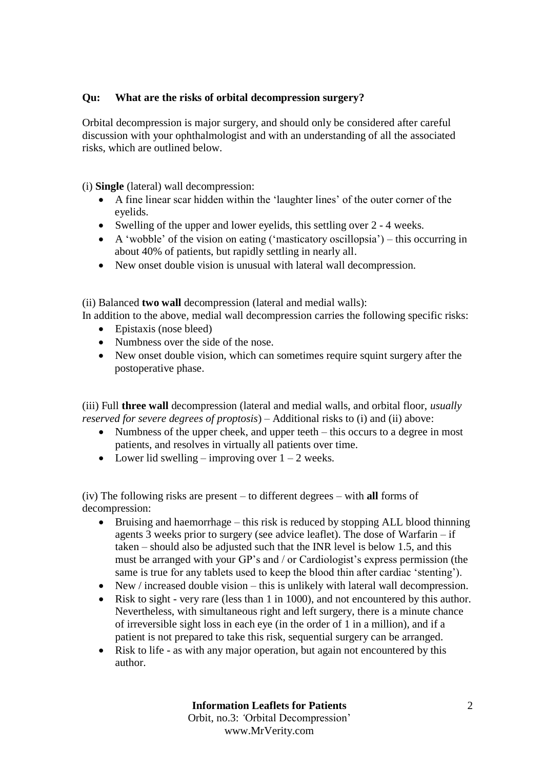**Qu: What are the risks of orbital decompression surgery?**

Orbital decompression is major surgery, and should only be considered after careful discussion with your ophthalmologist and with an understanding of all the associated risks, which are outlined below.

(i) **Single** (lateral) wall decompression:

- A fine linear scar hidden within the 'laughter lines' of the outer corner of the eyelids.
- Swelling of the upper and lower eyelids, this settling over 2 - 4 weeks.
- A 'wobble' of the vision on eating ('masticatory oscillopsia') – this occurring in about 40% of patients, but rapidly settling in nearly all.
- New onset double vision is unusual with lateral wall decompression.

(ii) Balanced **two wall** decompression (lateral and medial walls):
In addition to the above, medial wall decompression carries the following specific risks:

- Epistaxis (nose bleed)
- Numbness over the side of the nose.
- New onset double vision, which can sometimes require squint surgery after the postoperative phase.

(iii) Full **three wall** decompression (lateral and medial walls, and orbital floor, *usually reserved for severe degrees of proptosis*) – Additional risks to (i) and (ii) above:

- Numbness of the upper cheek, and upper teeth – this occurs to a degree in most patients, and resolves in virtually all patients over time.
- Lower lid swelling – improving over 1 – 2 weeks.

(iv) The following risks are present – to different degrees – with **all** forms of decompression:

- Bruising and haemorrhage – this risk is reduced by stopping ALL blood thinning agents 3 weeks prior to surgery (see advice leaflet). The dose of Warfarin – if taken – should also be adjusted such that the INR level is below 1.5, and this must be arranged with your GP's and / or Cardiologist's express permission (the same is true for any tablets used to keep the blood thin after cardiac 'stenting').
- New / increased double vision – this is unlikely with lateral wall decompression.
- Risk to sight - very rare (less than 1 in 1000), and not encountered by this author. Nevertheless, with simultaneous right and left surgery, there is a minute chance of irreversible sight loss in each eye (in the order of 1 in a million), and if a patient is not prepared to take this risk, sequential surgery can be arranged.
- Risk to life - as with any major operation, but again not encountered by this author.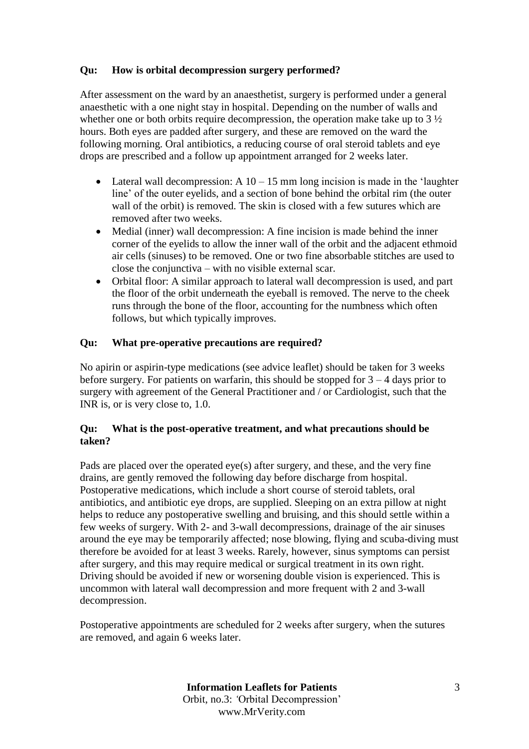**Qu: How is orbital decompression surgery performed?**

After assessment on the ward by an anaesthetist, surgery is performed under a general anaesthetic with a one night stay in hospital. Depending on the number of walls and whether one or both orbits require decompression, the operation make take up to 3 ½ hours. Both eyes are padded after surgery, and these are removed on the ward the following morning. Oral antibiotics, a reducing course of oral steroid tablets and eye drops are prescribed and a follow up appointment arranged for 2 weeks later.

- Lateral wall decompression: A 10 – 15 mm long incision is made in the 'laughter line' of the outer eyelids, and a section of bone behind the orbital rim (the outer wall of the orbit) is removed. The skin is closed with a few sutures which are removed after two weeks.
- Medial (inner) wall decompression: A fine incision is made behind the inner corner of the eyelids to allow the inner wall of the orbit and the adjacent ethmoid air cells (sinuses) to be removed. One or two fine absorbable stitches are used to close the conjunctiva – with no visible external scar.
- Orbital floor: A similar approach to lateral wall decompression is used, and part the floor of the orbit underneath the eyeball is removed. The nerve to the cheek runs through the bone of the floor, accounting for the numbness which often follows, but which typically improves.

**Qu: What pre-operative precautions are required?**

No apirin or aspirin-type medications (see advice leaflet) should be taken for 3 weeks before surgery. For patients on warfarin, this should be stopped for 3 – 4 days prior to surgery with agreement of the General Practitioner and / or Cardiologist, such that the INR is, or is very close to, 1.0.

**Qu: What is the post-operative treatment, and what precautions should be taken?**

Pads are placed over the operated eye(s) after surgery, and these, and the very fine drains, are gently removed the following day before discharge from hospital. Postoperative medications, which include a short course of steroid tablets, oral antibiotics, and antibiotic eye drops, are supplied. Sleeping on an extra pillow at night helps to reduce any postoperative swelling and bruising, and this should settle within a few weeks of surgery. With 2- and 3-wall decompressions, drainage of the air sinuses around the eye may be temporarily affected; nose blowing, flying and scuba-diving must therefore be avoided for at least 3 weeks. Rarely, however, sinus symptoms can persist after surgery, and this may require medical or surgical treatment in its own right. Driving should be avoided if new or worsening double vision is experienced. This is uncommon with lateral wall decompression and more frequent with 2 and 3-wall decompression.

Postoperative appointments are scheduled for 2 weeks after surgery, when the sutures are removed, and again 6 weeks later.